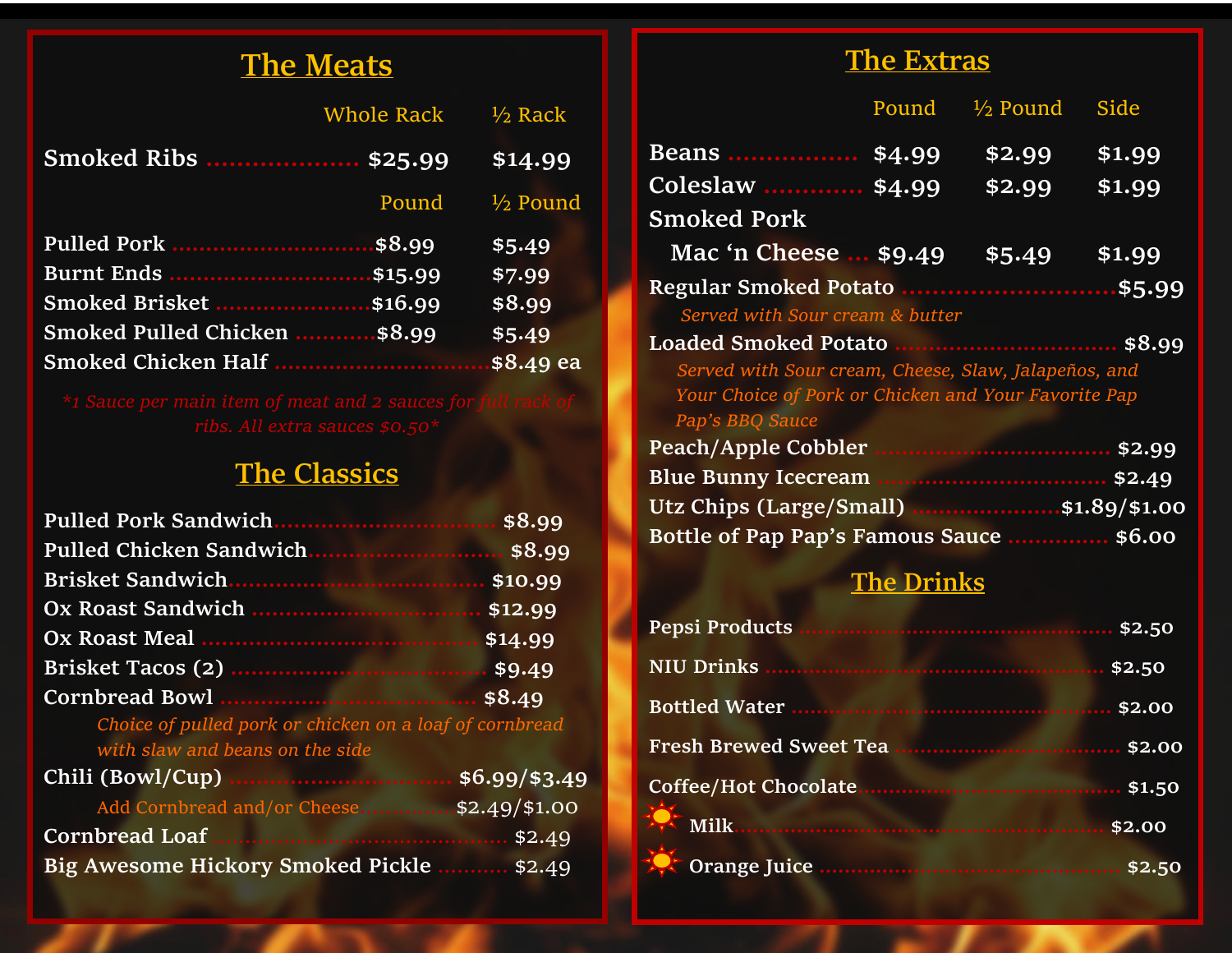## The Meats

| | Whole Rack | ½ Rack |
|---|---|---|
| Smoked Ribs | $25.99 | $14.99 |

| | Pound | ½ Pound |
|---|---|---|
| Pulled Pork | $8.99 | $5.49 |
| Burnt Ends | $15.99 | $7.99 |
| Smoked Brisket | $16.99 | $8.99 |
| Smoked Pulled Chicken | $8.99 | $5.49 |
| Smoked Chicken Half | | $8.49 ea |

*\*1 Sauce per main item of meat and 2 sauces for full rack of ribs. All extra sauces $0.50\**

## The Classics

- Pulled Pork Sandwich ........ $8.99
- Pulled Chicken Sandwich ........ $8.99
- Brisket Sandwich ........ $10.99
- Ox Roast Sandwich ........ $12.99
- Ox Roast Meal ........ $14.99
- Brisket Tacos (2) ........ $9.49
- Cornbread Bowl ........ $8.49
  *Choice of pulled pork or chicken on a loaf of cornbread with slaw and beans on the side*
- Chili (Bowl/Cup) ........ $6.99/$3.49
  Add Cornbread and/or Cheese ........ $2.49/$1.00
- Cornbread Loaf ........ $2.49
- Big Awesome Hickory Smoked Pickle ........ $2.49

## The Extras

| | Pound | ½ Pound | Side |
|---|---|---|---|
| Beans | $4.99 | $2.99 | $1.99 |
| Coleslaw | $4.99 | $2.99 | $1.99 |
| Smoked Pork Mac 'n Cheese | $9.49 | $5.49 | $1.99 |

- Regular Smoked Potato ........ $5.99
  *Served with Sour cream & butter*
- Loaded Smoked Potato ........ $8.99
  *Served with Sour cream, Cheese, Slaw, Jalapeños, and Your Choice of Pork or Chicken and Your Favorite Pap Pap's BBQ Sauce*
- Peach/Apple Cobbler ........ $2.99
- Blue Bunny Icecream ........ $2.49
- Utz Chips (Large/Small) ........ $1.89/$1.00
- Bottle of Pap Pap's Famous Sauce ........ $6.00

## The Drinks

- Pepsi Products ........ $2.50
- NIU Drinks ........ $2.50
- Bottled Water ........ $2.00
- Fresh Brewed Sweet Tea ........ $2.00
- Coffee/Hot Chocolate ........ $1.50
- Milk ........ $2.00
- Orange Juice ........ $2.50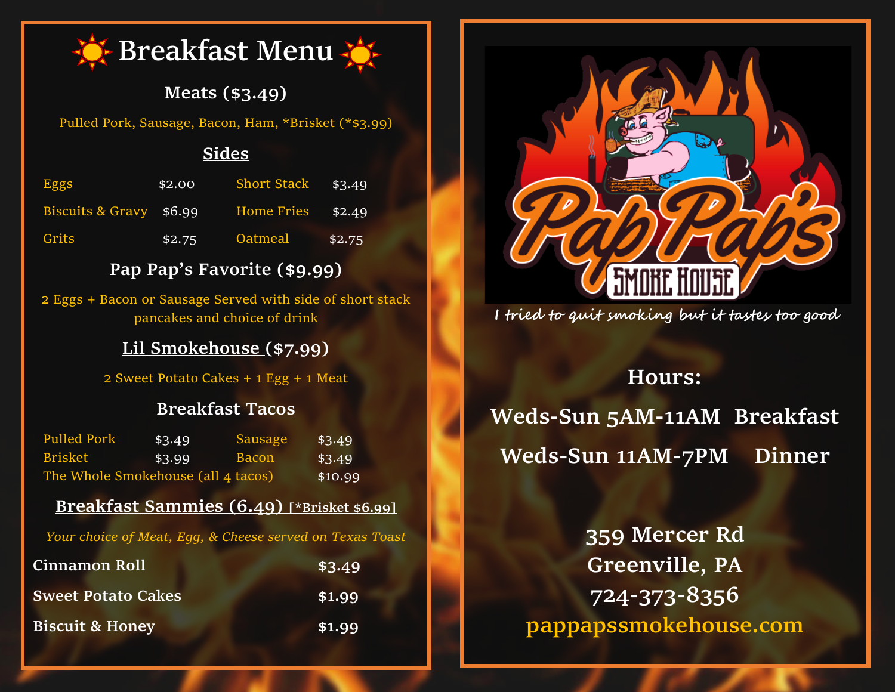# Breakfast Menu

## Meats ($3.49)

Pulled Pork, Sausage, Bacon, Ham, *Brisket (*$3.99)

## Sides

| | | | |
|---|---|---|---|
| Eggs | $2.00 | Short Stack | $3.49 |
| Biscuits & Gravy | $6.99 | Home Fries | $2.49 |
| Grits | $2.75 | Oatmeal | $2.75 |

## Pap Pap's Favorite ($9.99)

2 Eggs + Bacon or Sausage Served with side of short stack pancakes and choice of drink

## Lil Smokehouse ($7.99)

2 Sweet Potato Cakes + 1 Egg + 1 Meat

## Breakfast Tacos

| | | | |
|---|---|---|---|
| Pulled Pork | $3.49 | Sausage | $3.49 |
| Brisket | $3.99 | Bacon | $3.49 |
| The Whole Smokehouse (all 4 tacos) | | | $10.99 |

## Breakfast Sammies (6.49) [*Brisket $6.99]

*Your choice of Meat, Egg, & Cheese served on Texas Toast*

| | |
|---|---|
| **Cinnamon Roll** | **$3.49** |
| **Sweet Potato Cakes** | **$1.99** |
| **Biscuit & Honey** | **$1.99** |

Pap Pap's

SMOKE HOUSE

*I tried to quit smoking but it tastes too good*

**Hours:**

**Weds-Sun 5AM-11AM Breakfast**

**Weds-Sun 11AM-7PM Dinner**

**359 Mercer Rd**
**Greenville, PA**
**724-373-8356**
**pappapssmokehouse.com**